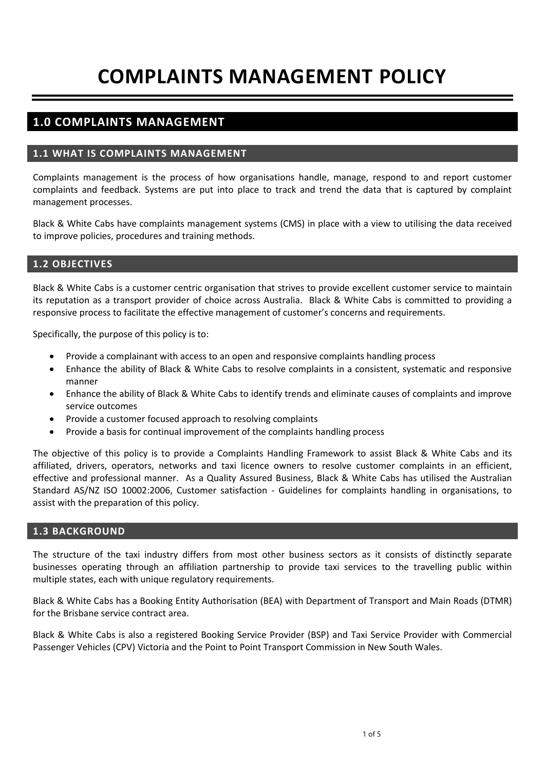# COMPLAINTS MANAGEMENT POLICY

## 1.0 COMPLAINTS MANAGEMENT

### 1.1 WHAT IS COMPLAINTS MANAGEMENT

Complaints management is the process of how organisations handle, manage, respond to and report customer complaints and feedback. Systems are put into place to track and trend the data that is captured by complaint management processes.

Black & White Cabs have complaints management systems (CMS) in place with a view to utilising the data received to improve policies, procedures and training methods.

### 1.2 OBJECTIVES

Black & White Cabs is a customer centric organisation that strives to provide excellent customer service to maintain its reputation as a transport provider of choice across Australia. Black & White Cabs is committed to providing a responsive process to facilitate the effective management of customer's concerns and requirements.

Specifically, the purpose of this policy is to:

- Provide a complainant with access to an open and responsive complaints handling process
- Enhance the ability of Black & White Cabs to resolve complaints in a consistent, systematic and responsive manner
- Enhance the ability of Black & White Cabs to identify trends and eliminate causes of complaints and improve service outcomes
- Provide a customer focused approach to resolving complaints
- Provide a basis for continual improvement of the complaints handling process

The objective of this policy is to provide a Complaints Handling Framework to assist Black & White Cabs and its affiliated, drivers, operators, networks and taxi licence owners to resolve customer complaints in an efficient, effective and professional manner. As a Quality Assured Business, Black & White Cabs has utilised the Australian Standard AS/NZ ISO 10002:2006, Customer satisfaction - Guidelines for complaints handling in organisations, to assist with the preparation of this policy.

### 1.3 BACKGROUND

The structure of the taxi industry differs from most other business sectors as it consists of distinctly separate businesses operating through an affiliation partnership to provide taxi services to the travelling public within multiple states, each with unique regulatory requirements.

Black & White Cabs has a Booking Entity Authorisation (BEA) with Department of Transport and Main Roads (DTMR) for the Brisbane service contract area.

Black & White Cabs is also a registered Booking Service Provider (BSP) and Taxi Service Provider with Commercial Passenger Vehicles (CPV) Victoria and the Point to Point Transport Commission in New South Wales.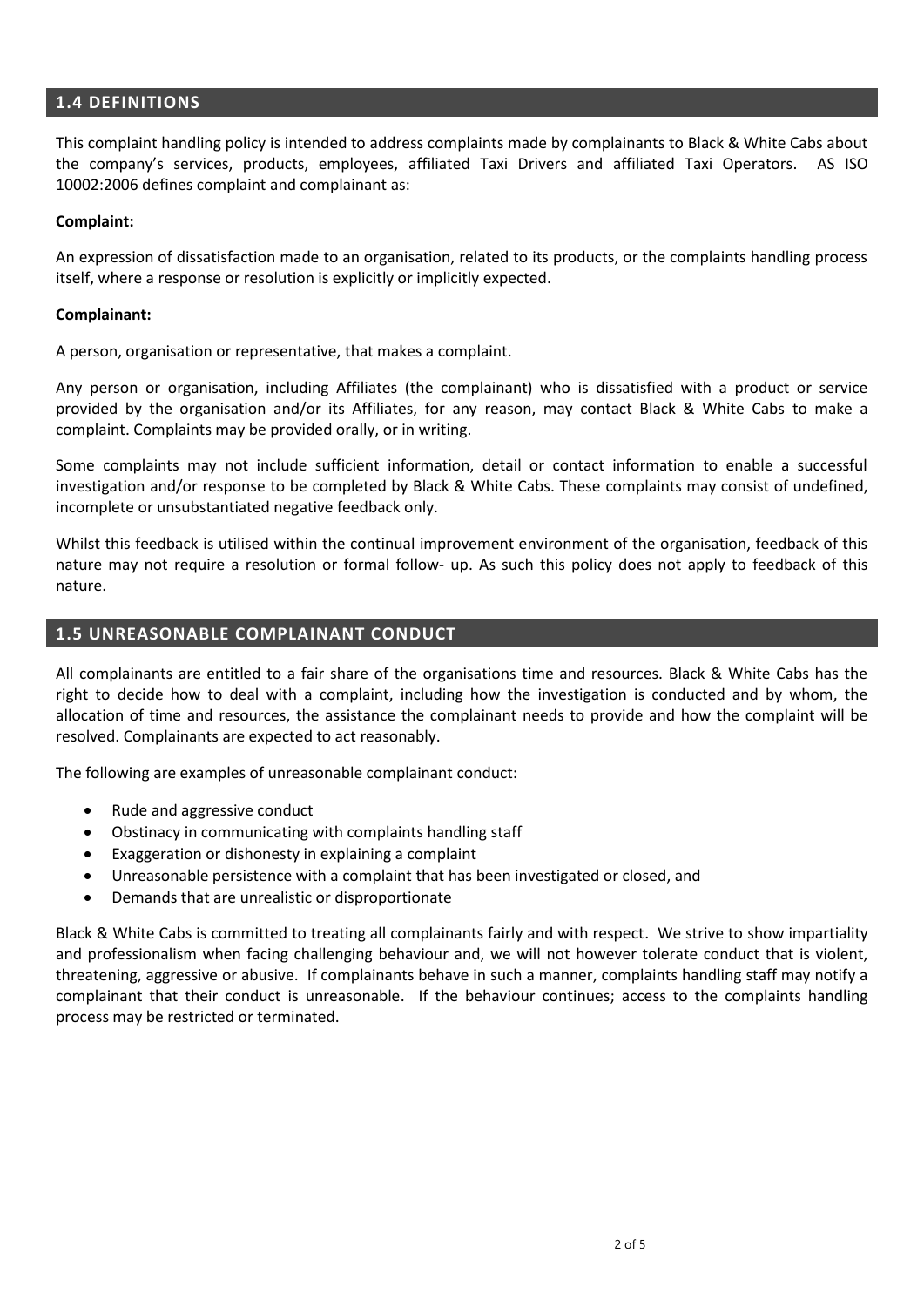## 1.4 DEFINITIONS

This complaint handling policy is intended to address complaints made by complainants to Black & White Cabs about the company's services, products, employees, affiliated Taxi Drivers and affiliated Taxi Operators. AS ISO 10002:2006 defines complaint and complainant as:

**Complaint:**

An expression of dissatisfaction made to an organisation, related to its products, or the complaints handling process itself, where a response or resolution is explicitly or implicitly expected.

**Complainant:**

A person, organisation or representative, that makes a complaint.

Any person or organisation, including Affiliates (the complainant) who is dissatisfied with a product or service provided by the organisation and/or its Affiliates, for any reason, may contact Black & White Cabs to make a complaint. Complaints may be provided orally, or in writing.

Some complaints may not include sufficient information, detail or contact information to enable a successful investigation and/or response to be completed by Black & White Cabs. These complaints may consist of undefined, incomplete or unsubstantiated negative feedback only.

Whilst this feedback is utilised within the continual improvement environment of the organisation, feedback of this nature may not require a resolution or formal follow- up. As such this policy does not apply to feedback of this nature.

## 1.5 UNREASONABLE COMPLAINANT CONDUCT

All complainants are entitled to a fair share of the organisations time and resources. Black & White Cabs has the right to decide how to deal with a complaint, including how the investigation is conducted and by whom, the allocation of time and resources, the assistance the complainant needs to provide and how the complaint will be resolved. Complainants are expected to act reasonably.

The following are examples of unreasonable complainant conduct:

- Rude and aggressive conduct
- Obstinacy in communicating with complaints handling staff
- Exaggeration or dishonesty in explaining a complaint
- Unreasonable persistence with a complaint that has been investigated or closed, and
- Demands that are unrealistic or disproportionate

Black & White Cabs is committed to treating all complainants fairly and with respect. We strive to show impartiality and professionalism when facing challenging behaviour and, we will not however tolerate conduct that is violent, threatening, aggressive or abusive. If complainants behave in such a manner, complaints handling staff may notify a complainant that their conduct is unreasonable. If the behaviour continues; access to the complaints handling process may be restricted or terminated.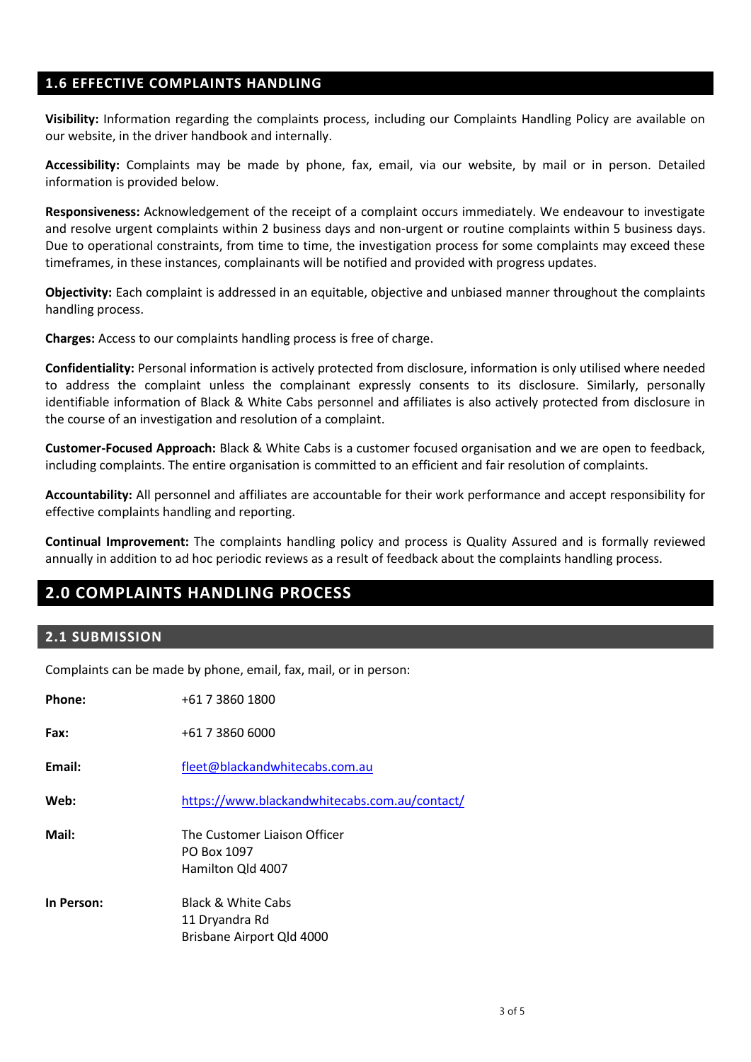### 1.6 EFFECTIVE COMPLAINTS HANDLING

**Visibility:** Information regarding the complaints process, including our Complaints Handling Policy are available on our website, in the driver handbook and internally.

**Accessibility:** Complaints may be made by phone, fax, email, via our website, by mail or in person. Detailed information is provided below.

**Responsiveness:** Acknowledgement of the receipt of a complaint occurs immediately. We endeavour to investigate and resolve urgent complaints within 2 business days and non-urgent or routine complaints within 5 business days. Due to operational constraints, from time to time, the investigation process for some complaints may exceed these timeframes, in these instances, complainants will be notified and provided with progress updates.

**Objectivity:** Each complaint is addressed in an equitable, objective and unbiased manner throughout the complaints handling process.

**Charges:** Access to our complaints handling process is free of charge.

**Confidentiality:** Personal information is actively protected from disclosure, information is only utilised where needed to address the complaint unless the complainant expressly consents to its disclosure. Similarly, personally identifiable information of Black & White Cabs personnel and affiliates is also actively protected from disclosure in the course of an investigation and resolution of a complaint.

**Customer-Focused Approach:** Black & White Cabs is a customer focused organisation and we are open to feedback, including complaints. The entire organisation is committed to an efficient and fair resolution of complaints.

**Accountability:** All personnel and affiliates are accountable for their work performance and accept responsibility for effective complaints handling and reporting.

**Continual Improvement:** The complaints handling policy and process is Quality Assured and is formally reviewed annually in addition to ad hoc periodic reviews as a result of feedback about the complaints handling process.

## 2.0 COMPLAINTS HANDLING PROCESS

### 2.1 SUBMISSION

Complaints can be made by phone, email, fax, mail, or in person:

**Phone:** +61 7 3860 1800

**Fax:** +61 7 3860 6000

**Email:** fleet@blackandwhitecabs.com.au

**Web:** https://www.blackandwhitecabs.com.au/contact/

**Mail:**
The Customer Liaison Officer
PO Box 1097
Hamilton Qld 4007

**In Person:**
Black & White Cabs
11 Dryandra Rd
Brisbane Airport Qld 4000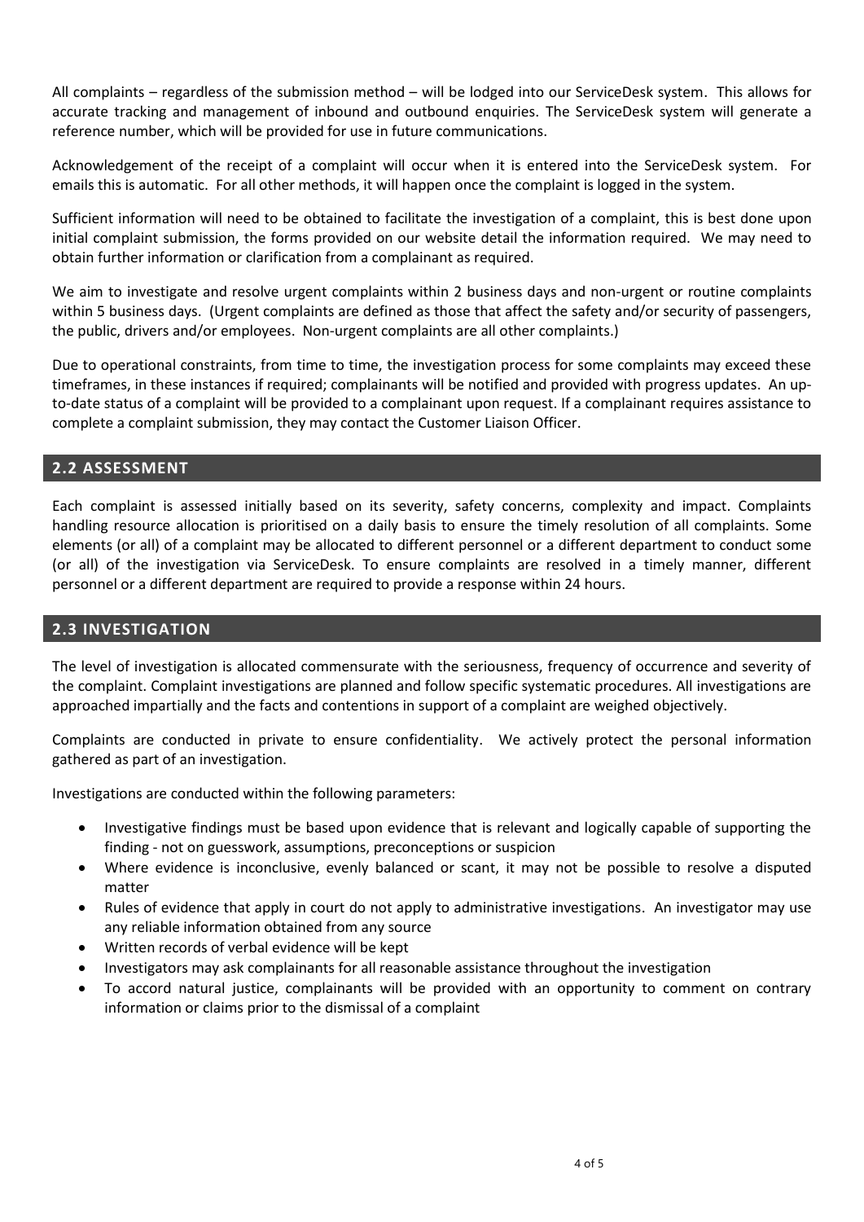All complaints – regardless of the submission method – will be lodged into our ServiceDesk system. This allows for accurate tracking and management of inbound and outbound enquiries. The ServiceDesk system will generate a reference number, which will be provided for use in future communications.

Acknowledgement of the receipt of a complaint will occur when it is entered into the ServiceDesk system. For emails this is automatic. For all other methods, it will happen once the complaint is logged in the system.

Sufficient information will need to be obtained to facilitate the investigation of a complaint, this is best done upon initial complaint submission, the forms provided on our website detail the information required. We may need to obtain further information or clarification from a complainant as required.

We aim to investigate and resolve urgent complaints within 2 business days and non-urgent or routine complaints within 5 business days. (Urgent complaints are defined as those that affect the safety and/or security of passengers, the public, drivers and/or employees. Non-urgent complaints are all other complaints.)

Due to operational constraints, from time to time, the investigation process for some complaints may exceed these timeframes, in these instances if required; complainants will be notified and provided with progress updates. An up-to-date status of a complaint will be provided to a complainant upon request. If a complainant requires assistance to complete a complaint submission, they may contact the Customer Liaison Officer.

## 2.2 ASSESSMENT

Each complaint is assessed initially based on its severity, safety concerns, complexity and impact. Complaints handling resource allocation is prioritised on a daily basis to ensure the timely resolution of all complaints. Some elements (or all) of a complaint may be allocated to different personnel or a different department to conduct some (or all) of the investigation via ServiceDesk. To ensure complaints are resolved in a timely manner, different personnel or a different department are required to provide a response within 24 hours.

## 2.3 INVESTIGATION

The level of investigation is allocated commensurate with the seriousness, frequency of occurrence and severity of the complaint. Complaint investigations are planned and follow specific systematic procedures. All investigations are approached impartially and the facts and contentions in support of a complaint are weighed objectively.

Complaints are conducted in private to ensure confidentiality. We actively protect the personal information gathered as part of an investigation.

Investigations are conducted within the following parameters:

- Investigative findings must be based upon evidence that is relevant and logically capable of supporting the finding - not on guesswork, assumptions, preconceptions or suspicion
- Where evidence is inconclusive, evenly balanced or scant, it may not be possible to resolve a disputed matter
- Rules of evidence that apply in court do not apply to administrative investigations. An investigator may use any reliable information obtained from any source
- Written records of verbal evidence will be kept
- Investigators may ask complainants for all reasonable assistance throughout the investigation
- To accord natural justice, complainants will be provided with an opportunity to comment on contrary information or claims prior to the dismissal of a complaint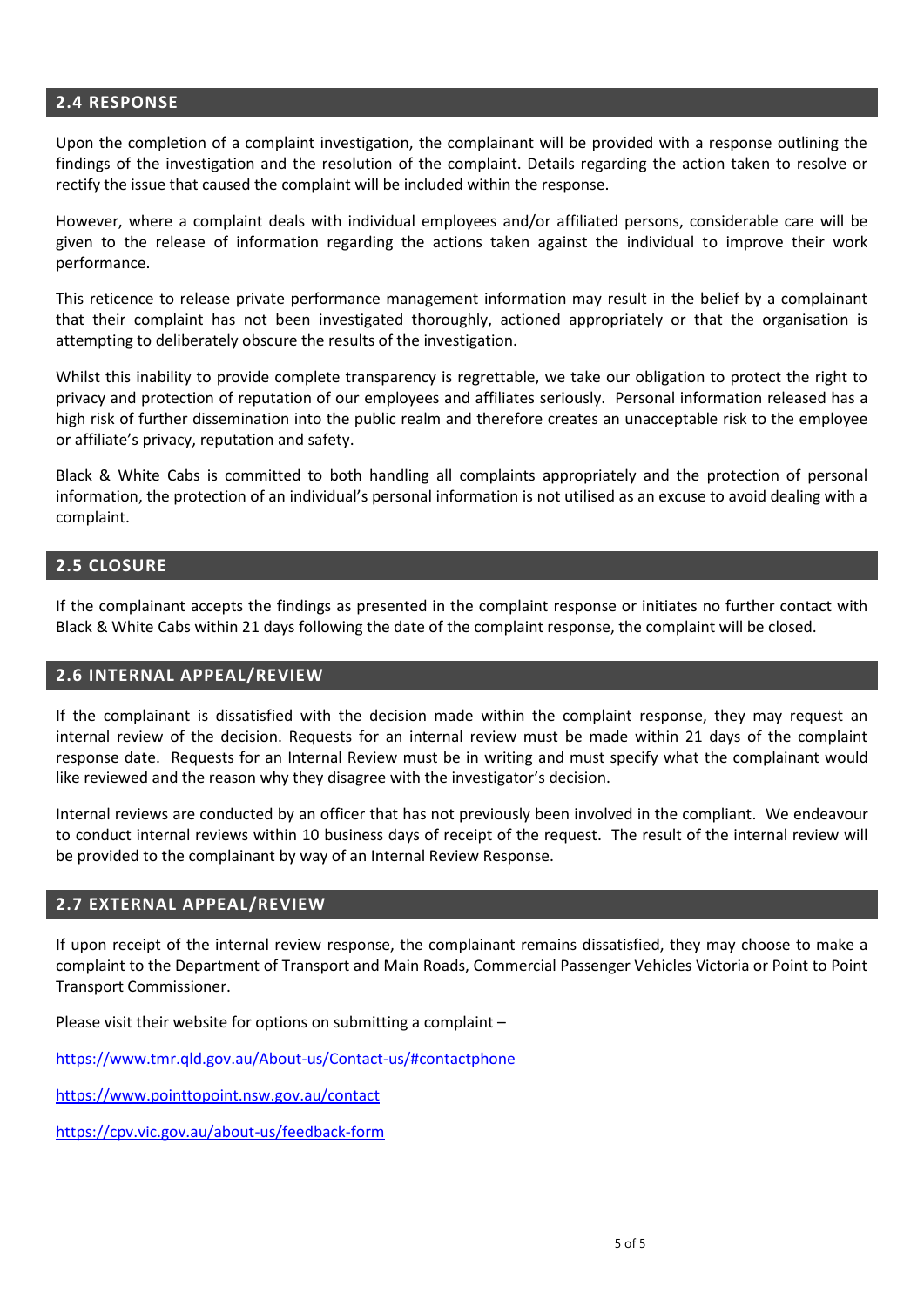## 2.4 RESPONSE

Upon the completion of a complaint investigation, the complainant will be provided with a response outlining the findings of the investigation and the resolution of the complaint. Details regarding the action taken to resolve or rectify the issue that caused the complaint will be included within the response.

However, where a complaint deals with individual employees and/or affiliated persons, considerable care will be given to the release of information regarding the actions taken against the individual to improve their work performance.

This reticence to release private performance management information may result in the belief by a complainant that their complaint has not been investigated thoroughly, actioned appropriately or that the organisation is attempting to deliberately obscure the results of the investigation.

Whilst this inability to provide complete transparency is regrettable, we take our obligation to protect the right to privacy and protection of reputation of our employees and affiliates seriously. Personal information released has a high risk of further dissemination into the public realm and therefore creates an unacceptable risk to the employee or affiliate's privacy, reputation and safety.

Black & White Cabs is committed to both handling all complaints appropriately and the protection of personal information, the protection of an individual's personal information is not utilised as an excuse to avoid dealing with a complaint.

## 2.5 CLOSURE

If the complainant accepts the findings as presented in the complaint response or initiates no further contact with Black & White Cabs within 21 days following the date of the complaint response, the complaint will be closed.

## 2.6 INTERNAL APPEAL/REVIEW

If the complainant is dissatisfied with the decision made within the complaint response, they may request an internal review of the decision. Requests for an internal review must be made within 21 days of the complaint response date. Requests for an Internal Review must be in writing and must specify what the complainant would like reviewed and the reason why they disagree with the investigator's decision.

Internal reviews are conducted by an officer that has not previously been involved in the compliant. We endeavour to conduct internal reviews within 10 business days of receipt of the request. The result of the internal review will be provided to the complainant by way of an Internal Review Response.

## 2.7 EXTERNAL APPEAL/REVIEW

If upon receipt of the internal review response, the complainant remains dissatisfied, they may choose to make a complaint to the Department of Transport and Main Roads, Commercial Passenger Vehicles Victoria or Point to Point Transport Commissioner.

Please visit their website for options on submitting a complaint –

https://www.tmr.qld.gov.au/About-us/Contact-us/#contactphone

https://www.pointtopoint.nsw.gov.au/contact

https://cpv.vic.gov.au/about-us/feedback-form